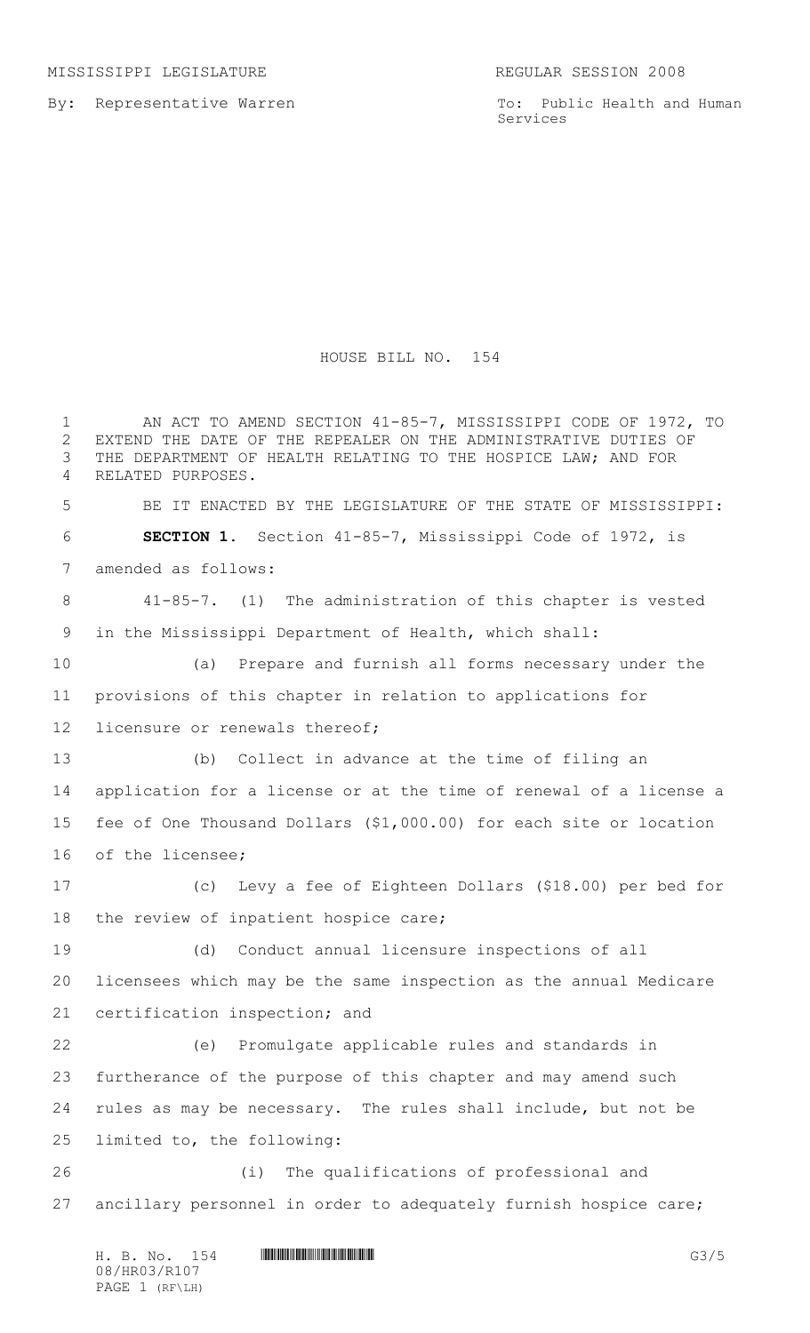MISSISSIPPI LEGISLATURE REGULAR SESSION 2008

By: Representative Warren

To: Public Health and Human Services

HOUSE BILL NO. 154

AN ACT TO AMEND SECTION 41-85-7, MISSISSIPPI CODE OF 1972, TO EXTEND THE DATE OF THE REPEALER ON THE ADMINISTRATIVE DUTIES OF THE DEPARTMENT OF HEALTH RELATING TO THE HOSPICE LAW; AND FOR RELATED PURPOSES.

BE IT ENACTED BY THE LEGISLATURE OF THE STATE OF MISSISSIPPI:

**SECTION 1.** Section 41-85-7, Mississippi Code of 1972, is amended as follows:

41-85-7. (1) The administration of this chapter is vested in the Mississippi Department of Health, which shall:

(a) Prepare and furnish all forms necessary under the provisions of this chapter in relation to applications for licensure or renewals thereof;

(b) Collect in advance at the time of filing an application for a license or at the time of renewal of a license a fee of One Thousand Dollars ($1,000.00) for each site or location of the licensee;

(c) Levy a fee of Eighteen Dollars ($18.00) per bed for the review of inpatient hospice care;

(d) Conduct annual licensure inspections of all licensees which may be the same inspection as the annual Medicare certification inspection; and

(e) Promulgate applicable rules and standards in furtherance of the purpose of this chapter and may amend such rules as may be necessary. The rules shall include, but not be limited to, the following:

(i) The qualifications of professional and ancillary personnel in order to adequately furnish hospice care;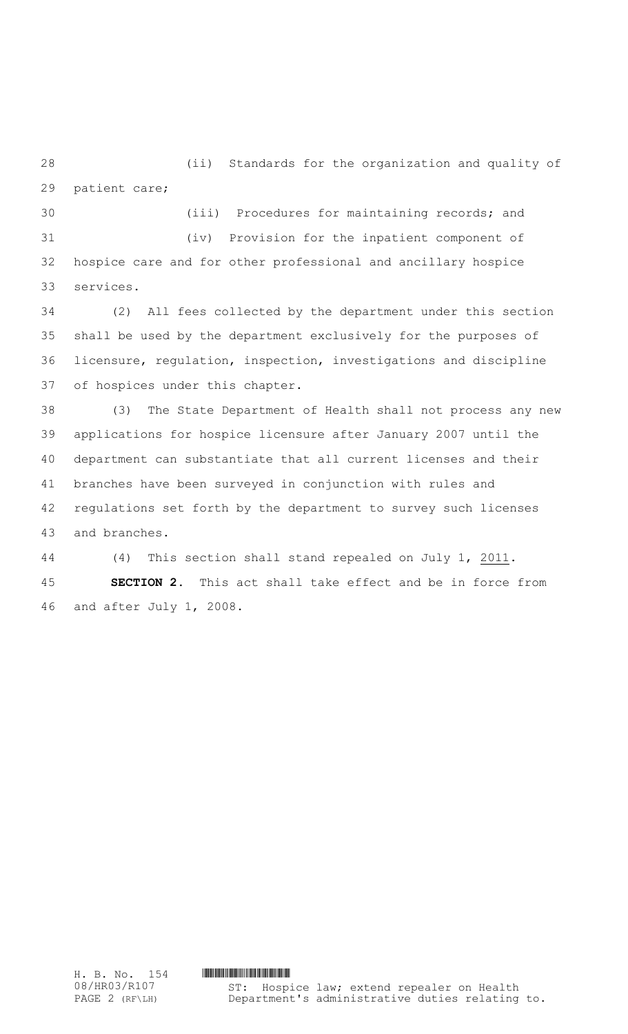(ii) Standards for the organization and quality of patient care;

(iii) Procedures for maintaining records; and

(iv) Provision for the inpatient component of hospice care and for other professional and ancillary hospice services.

(2) All fees collected by the department under this section shall be used by the department exclusively for the purposes of licensure, regulation, inspection, investigations and discipline of hospices under this chapter.

(3) The State Department of Health shall not process any new applications for hospice licensure after January 2007 until the department can substantiate that all current licenses and their branches have been surveyed in conjunction with rules and regulations set forth by the department to survey such licenses and branches.

(4) This section shall stand repealed on July 1, 2011.

**SECTION 2.** This act shall take effect and be in force from and after July 1, 2008.